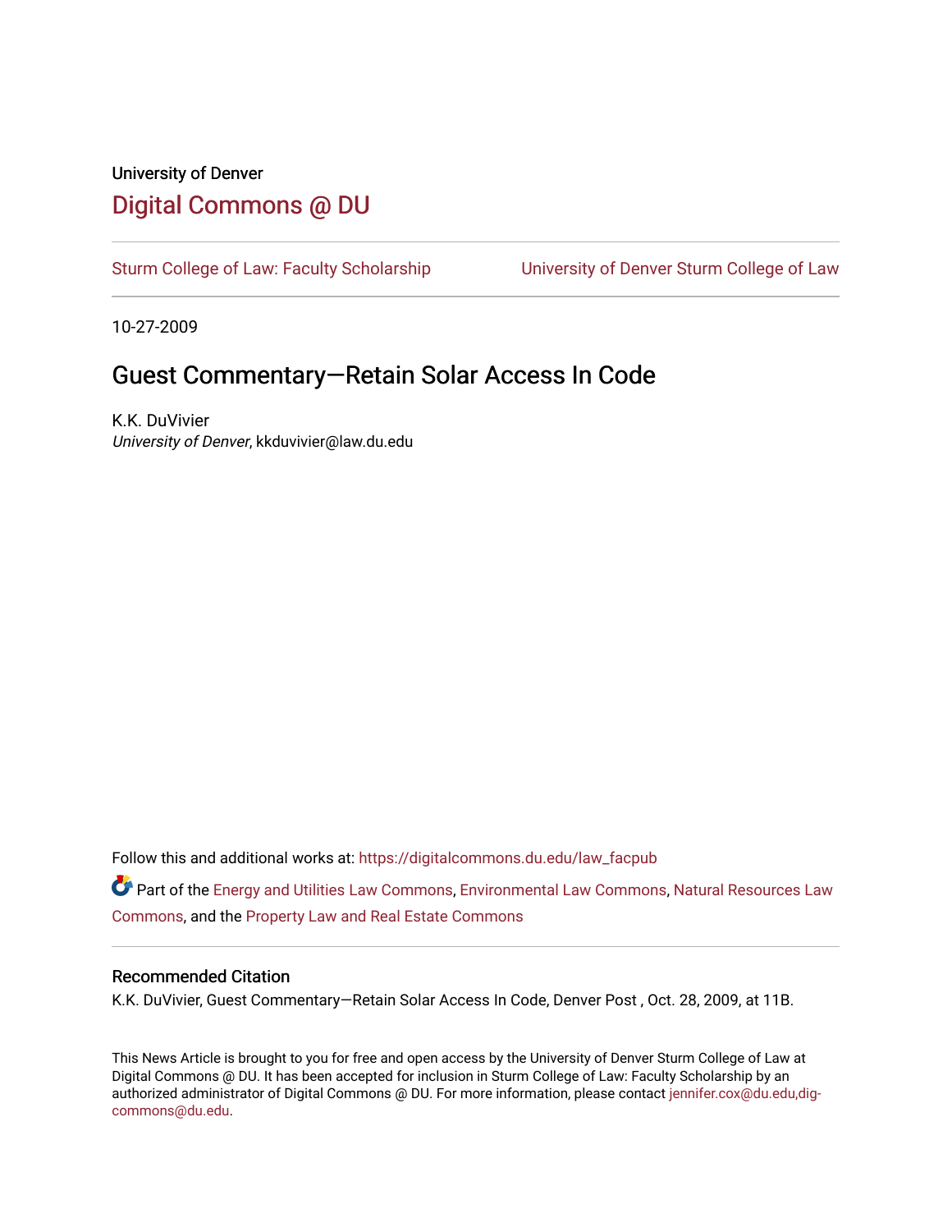University of Denver

# Digital Commons @ DU

Sturm College of Law: Faculty Scholarship | University of Denver Sturm College of Law

10-27-2009

## Guest Commentary—Retain Solar Access In Code

K.K. DuVivier
*University of Denver*, kkduvivier@law.du.edu

Follow this and additional works at: https://digitalcommons.du.edu/law_facpub

Part of the Energy and Utilities Law Commons, Environmental Law Commons, Natural Resources Law Commons, and the Property Law and Real Estate Commons

### Recommended Citation

K.K. DuVivier, Guest Commentary—Retain Solar Access In Code, Denver Post , Oct. 28, 2009, at 11B.

This News Article is brought to you for free and open access by the University of Denver Sturm College of Law at Digital Commons @ DU. It has been accepted for inclusion in Sturm College of Law: Faculty Scholarship by an authorized administrator of Digital Commons @ DU. For more information, please contact jennifer.cox@du.edu,dig-commons@du.edu.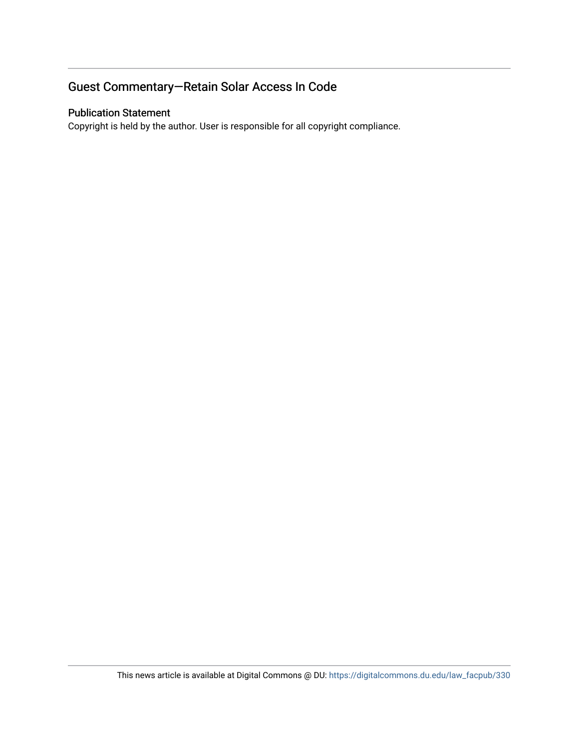## Guest Commentary—Retain Solar Access In Code

### Publication Statement

Copyright is held by the author. User is responsible for all copyright compliance.

This news article is available at Digital Commons @ DU: https://digitalcommons.du.edu/law_facpub/330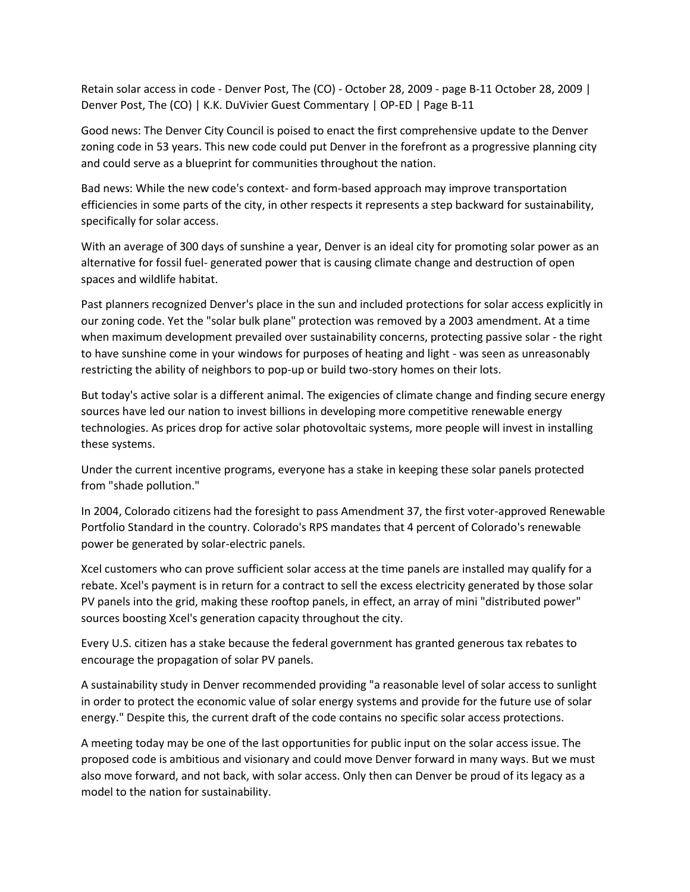Retain solar access in code - Denver Post, The (CO) - October 28, 2009 - page B-11 October 28, 2009 | Denver Post, The (CO) | K.K. DuVivier Guest Commentary | OP-ED | Page B-11

Good news: The Denver City Council is poised to enact the first comprehensive update to the Denver zoning code in 53 years. This new code could put Denver in the forefront as a progressive planning city and could serve as a blueprint for communities throughout the nation.

Bad news: While the new code's context- and form-based approach may improve transportation efficiencies in some parts of the city, in other respects it represents a step backward for sustainability, specifically for solar access.

With an average of 300 days of sunshine a year, Denver is an ideal city for promoting solar power as an alternative for fossil fuel- generated power that is causing climate change and destruction of open spaces and wildlife habitat.

Past planners recognized Denver's place in the sun and included protections for solar access explicitly in our zoning code. Yet the "solar bulk plane" protection was removed by a 2003 amendment. At a time when maximum development prevailed over sustainability concerns, protecting passive solar - the right to have sunshine come in your windows for purposes of heating and light - was seen as unreasonably restricting the ability of neighbors to pop-up or build two-story homes on their lots.

But today's active solar is a different animal. The exigencies of climate change and finding secure energy sources have led our nation to invest billions in developing more competitive renewable energy technologies. As prices drop for active solar photovoltaic systems, more people will invest in installing these systems.

Under the current incentive programs, everyone has a stake in keeping these solar panels protected from "shade pollution."

In 2004, Colorado citizens had the foresight to pass Amendment 37, the first voter-approved Renewable Portfolio Standard in the country. Colorado's RPS mandates that 4 percent of Colorado's renewable power be generated by solar-electric panels.

Xcel customers who can prove sufficient solar access at the time panels are installed may qualify for a rebate. Xcel's payment is in return for a contract to sell the excess electricity generated by those solar PV panels into the grid, making these rooftop panels, in effect, an array of mini "distributed power" sources boosting Xcel's generation capacity throughout the city.

Every U.S. citizen has a stake because the federal government has granted generous tax rebates to encourage the propagation of solar PV panels.

A sustainability study in Denver recommended providing "a reasonable level of solar access to sunlight in order to protect the economic value of solar energy systems and provide for the future use of solar energy." Despite this, the current draft of the code contains no specific solar access protections.

A meeting today may be one of the last opportunities for public input on the solar access issue. The proposed code is ambitious and visionary and could move Denver forward in many ways. But we must also move forward, and not back, with solar access. Only then can Denver be proud of its legacy as a model to the nation for sustainability.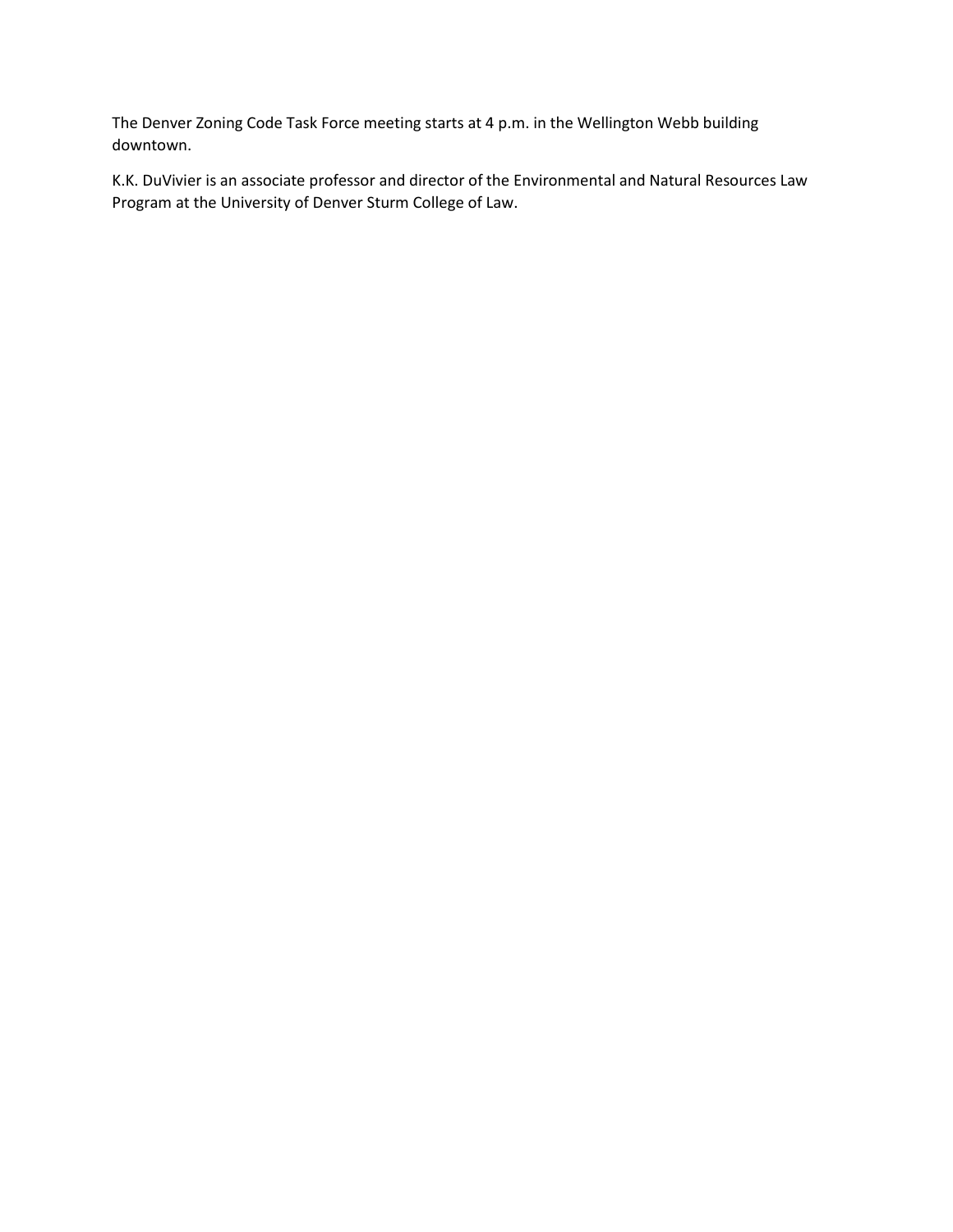The Denver Zoning Code Task Force meeting starts at 4 p.m. in the Wellington Webb building downtown.

K.K. DuVivier is an associate professor and director of the Environmental and Natural Resources Law Program at the University of Denver Sturm College of Law.